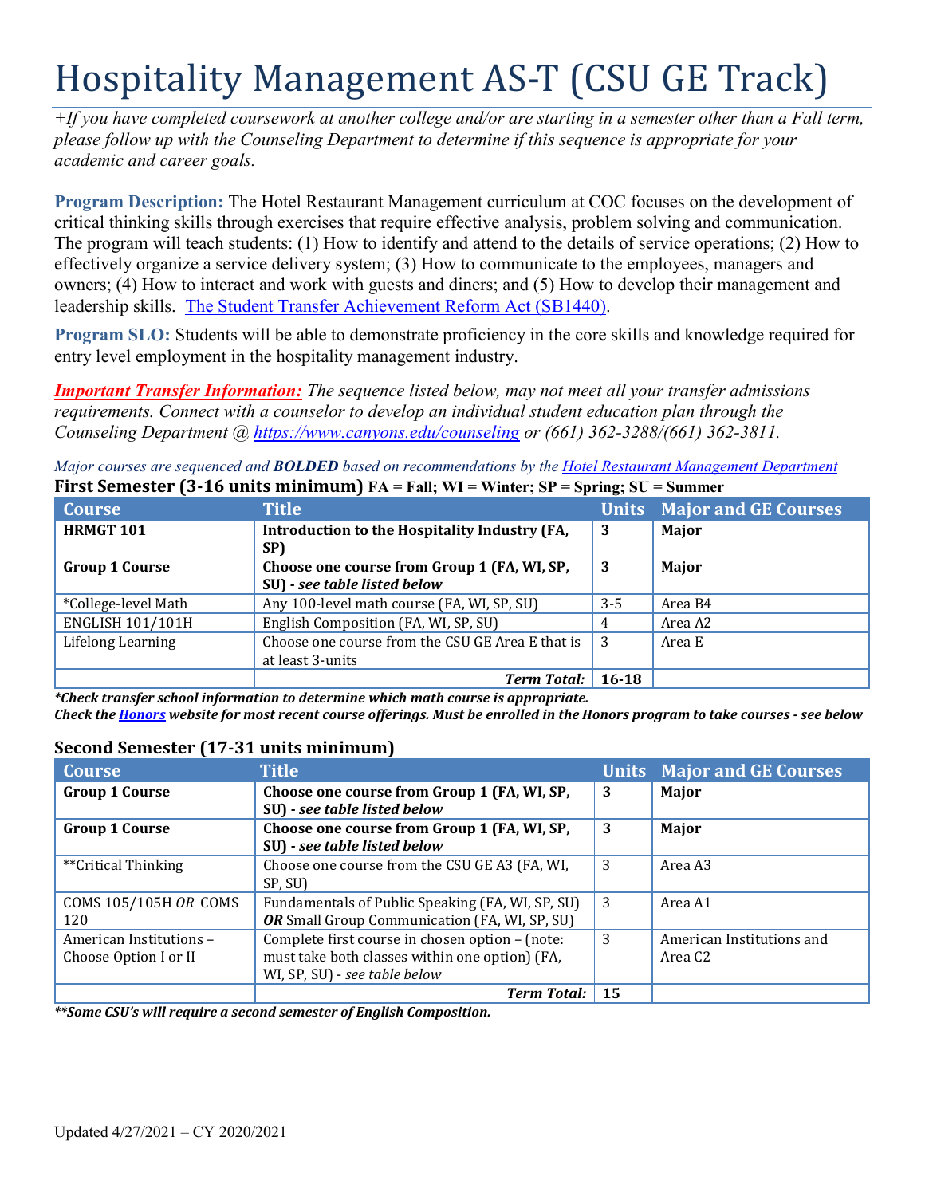# Hospitality Management AS-T (CSU GE Track)

*+If you have completed coursework at another college and/or are starting in a semester other than a Fall term, please follow up with the Counseling Department to determine if this sequence is appropriate for your academic and career goals.*

**Program Description:** The Hotel Restaurant Management curriculum at COC focuses on the development of critical thinking skills through exercises that require effective analysis, problem solving and communication. The program will teach students: (1) How to identify and attend to the details of service operations; (2) How to effectively organize a service delivery system; (3) How to communicate to the employees, managers and owners; (4) How to interact and work with guests and diners; and (5) How to develop their management and leadership skills. The Student Transfer Achievement Reform Act (SB1440).

**Program SLO:** Students will be able to demonstrate proficiency in the core skills and knowledge required for entry level employment in the hospitality management industry.

***Important Transfer Information:*** *The sequence listed below, may not meet all your transfer admissions requirements. Connect with a counselor to develop an individual student education plan through the Counseling Department @ https://www.canyons.edu/counseling or (661) 362-3288/(661) 362-3811.*

*Major courses are sequenced and **BOLDED** based on recommendations by the Hotel Restaurant Management Department*

### First Semester (3-16 units minimum) FA = Fall; WI = Winter; SP = Spring; SU = Summer

| Course | Title | Units | Major and GE Courses |
|---|---|---|---|
| **HRMGT 101** | **Introduction to the Hospitality Industry (FA, SP)** | **3** | **Major** |
| **Group 1 Course** | **Choose one course from Group 1 (FA, WI, SP, SU) - *see table listed below*** | **3** | **Major** |
| *College-level Math | Any 100-level math course (FA, WI, SP, SU) | 3-5 | Area B4 |
| ENGLISH 101/101H | English Composition (FA, WI, SP, SU) | 4 | Area A2 |
| Lifelong Learning | Choose one course from the CSU GE Area E that is at least 3-units | 3 | Area E |
| | ***Term Total:*** | **16-18** | |

***\*Check transfer school information to determine which math course is appropriate.***
***Check the Honors website for most recent course offerings. Must be enrolled in the Honors program to take courses - see below***

### Second Semester (17-31 units minimum)

| Course | Title | Units | Major and GE Courses |
|---|---|---|---|
| **Group 1 Course** | **Choose one course from Group 1 (FA, WI, SP, SU) - *see table listed below*** | **3** | **Major** |
| **Group 1 Course** | **Choose one course from Group 1 (FA, WI, SP, SU) - *see table listed below*** | **3** | **Major** |
| **Critical Thinking | Choose one course from the CSU GE A3 (FA, WI, SP, SU) | 3 | Area A3 |
| COMS 105/105H *OR* COMS 120 | Fundamentals of Public Speaking (FA, WI, SP, SU) ***OR*** Small Group Communication (FA, WI, SP, SU) | 3 | Area A1 |
| American Institutions – Choose Option I or II | Complete first course in chosen option – (note: must take both classes within one option) (FA, WI, SP, SU) - *see table below* | 3 | American Institutions and Area C2 |
| | ***Term Total:*** | **15** | |

***\*\*Some CSU's will require a second semester of English Composition.***

Updated 4/27/2021 – CY 2020/2021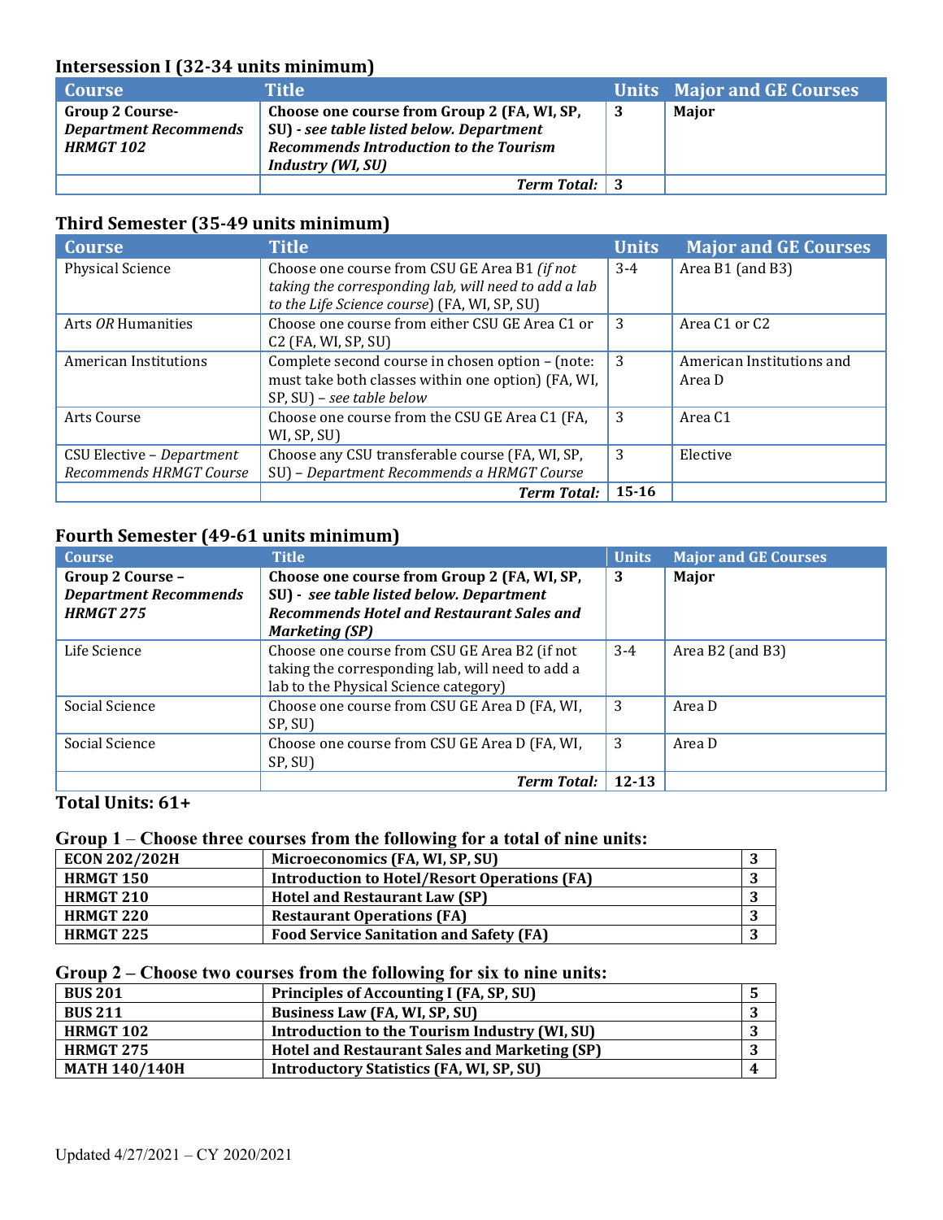### Intersession I (32-34 units minimum)

| Course | Title | Units | Major and GE Courses |
| --- | --- | --- | --- |
| **Group 2 Course- *Department Recommends HRMGT 102*** | **Choose one course from Group 2 (FA, WI, SP, SU) - *see table listed below. Department Recommends Introduction to the Tourism Industry (WI, SU)*** | **3** | **Major** |
| | ***Term Total:*** | **3** | |

### Third Semester (35-49 units minimum)

| Course | Title | Units | Major and GE Courses |
| --- | --- | --- | --- |
| Physical Science | Choose one course from CSU GE Area B1 *(if not taking the corresponding lab, will need to add a lab to the Life Science course*) (FA, WI, SP, SU) | 3-4 | Area B1 (and B3) |
| Arts *OR* Humanities | Choose one course from either CSU GE Area C1 or C2 (FA, WI, SP, SU) | 3 | Area C1 or C2 |
| American Institutions | Complete second course in chosen option – (note: must take both classes within one option) (FA, WI, SP, SU) – *see table below* | 3 | American Institutions and Area D |
| Arts Course | Choose one course from the CSU GE Area C1 (FA, WI, SP, SU) | 3 | Area C1 |
| CSU Elective – *Department Recommends HRMGT Course* | Choose any CSU transferable course (FA, WI, SP, SU) – *Department Recommends a HRMGT Course* | 3 | Elective |
| | ***Term Total:*** | **15-16** | |

### Fourth Semester (49-61 units minimum)

| Course | Title | Units | Major and GE Courses |
| --- | --- | --- | --- |
| **Group 2 Course – *Department Recommends HRMGT 275*** | **Choose one course from Group 2 (FA, WI, SP, SU) - *see table listed below. Department Recommends Hotel and Restaurant Sales and Marketing (SP)*** | **3** | **Major** |
| Life Science | Choose one course from CSU GE Area B2 (if not taking the corresponding lab, will need to add a lab to the Physical Science category) | 3-4 | Area B2 (and B3) |
| Social Science | Choose one course from CSU GE Area D (FA, WI, SP, SU) | 3 | Area D |
| Social Science | Choose one course from CSU GE Area D (FA, WI, SP, SU) | 3 | Area D |
| | ***Term Total:*** | **12-13** | |

**Total Units: 61+**

### Group 1 – Choose three courses from the following for a total of nine units:

| | | |
| --- | --- | --- |
| **ECON 202/202H** | **Microeconomics (FA, WI, SP, SU)** | **3** |
| **HRMGT 150** | **Introduction to Hotel/Resort Operations (FA)** | **3** |
| **HRMGT 210** | **Hotel and Restaurant Law (SP)** | **3** |
| **HRMGT 220** | **Restaurant Operations (FA)** | **3** |
| **HRMGT 225** | **Food Service Sanitation and Safety (FA)** | **3** |

### Group 2 – Choose two courses from the following for six to nine units:

| | | |
| --- | --- | --- |
| **BUS 201** | **Principles of Accounting I (FA, SP, SU)** | **5** |
| **BUS 211** | **Business Law (FA, WI, SP, SU)** | **3** |
| **HRMGT 102** | **Introduction to the Tourism Industry (WI, SU)** | **3** |
| **HRMGT 275** | **Hotel and Restaurant Sales and Marketing (SP)** | **3** |
| **MATH 140/140H** | **Introductory Statistics (FA, WI, SP, SU)** | **4** |

Updated 4/27/2021 – CY 2020/2021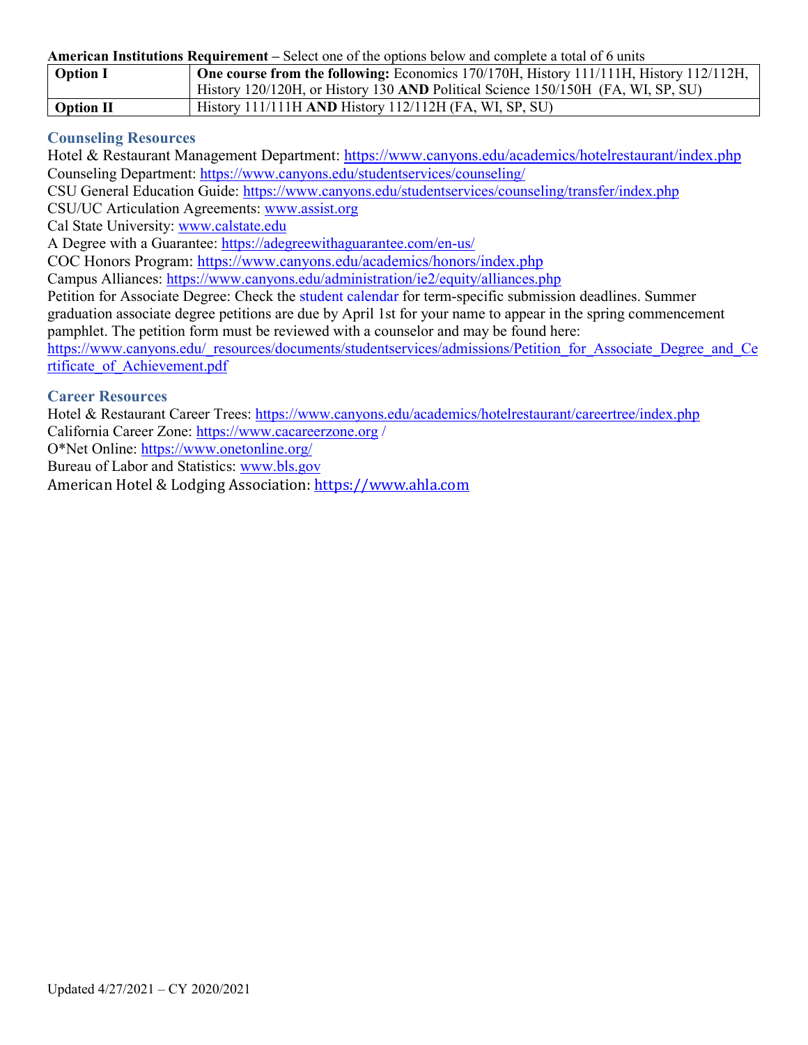**American Institutions Requirement** – Select one of the options below and complete a total of 6 units

| | |
|---|---|
| **Option I** | **One course from the following:** Economics 170/170H, History 111/111H, History 112/112H, History 120/120H, or History 130 **AND** Political Science 150/150H (FA, WI, SP, SU) |
| **Option II** | History 111/111H **AND** History 112/112H (FA, WI, SP, SU) |

## Counseling Resources

Hotel & Restaurant Management Department: https://www.canyons.edu/academics/hotelrestaurant/index.php
Counseling Department: https://www.canyons.edu/studentservices/counseling/
CSU General Education Guide: https://www.canyons.edu/studentservices/counseling/transfer/index.php
CSU/UC Articulation Agreements: www.assist.org
Cal State University: www.calstate.edu
A Degree with a Guarantee: https://adegreewithaguarantee.com/en-us/
COC Honors Program: https://www.canyons.edu/academics/honors/index.php
Campus Alliances: https://www.canyons.edu/administration/ie2/equity/alliances.php
Petition for Associate Degree: Check the student calendar for term-specific submission deadlines. Summer graduation associate degree petitions are due by April 1st for your name to appear in the spring commencement pamphlet. The petition form must be reviewed with a counselor and may be found here: https://www.canyons.edu/_resources/documents/studentservices/admissions/Petition_for_Associate_Degree_and_Certificate_of_Achievement.pdf

## Career Resources

Hotel & Restaurant Career Trees: https://www.canyons.edu/academics/hotelrestaurant/careertree/index.php
California Career Zone: https://www.cacareerzone.org /
O*Net Online: https://www.onetonline.org/
Bureau of Labor and Statistics: www.bls.gov
American Hotel & Lodging Association: https://www.ahla.com

Updated 4/27/2021 – CY 2020/2021